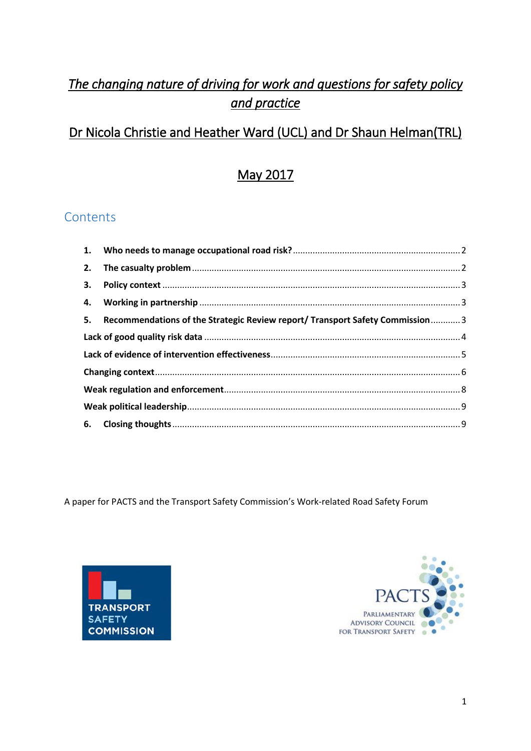# *The changing nature of driving for work and questions for safety policy and practice*

## Dr Nicola Christie and Heather Ward (UCL) and Dr Shaun Helman(TRL)

## May 2017

## Contents

1. **Who needs to manage occupational road risk?** ........ 2
2. **The casualty problem** ........ 2
3. **Policy context** ........ 3
4. **Working in partnership** ........ 3
5. **Recommendations of the Strategic Review report/ Transport Safety Commission** ........ 3

**Lack of good quality risk data** ........ 4

**Lack of evidence of intervention effectiveness** ........ 5

**Changing context** ........ 6

**Weak regulation and enforcement** ........ 8

**Weak political leadership** ........ 9

6. **Closing thoughts** ........ 9

A paper for PACTS and the Transport Safety Commission's Work-related Road Safety Forum

TRANSPORT SAFETY COMMISSION

PACTS PARLIAMENTARY ADVISORY COUNCIL FOR TRANSPORT SAFETY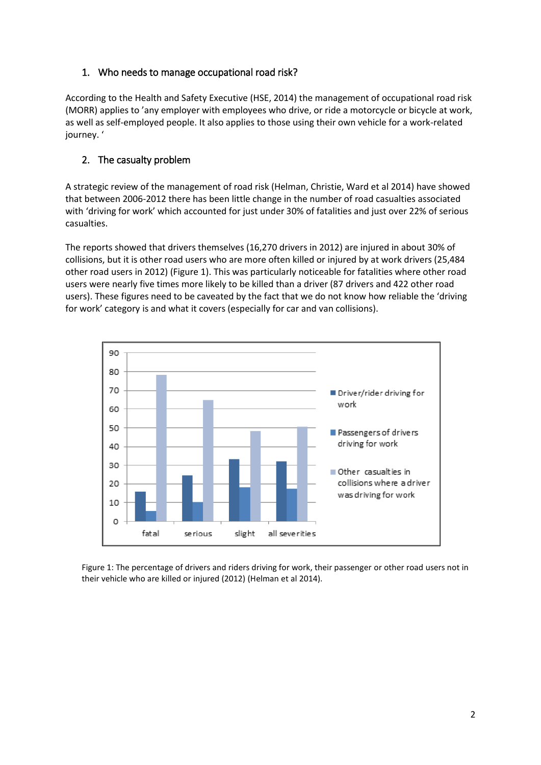## 1. Who needs to manage occupational road risk?

According to the Health and Safety Executive (HSE, 2014) the management of occupational road risk (MORR) applies to 'any employer with employees who drive, or ride a motorcycle or bicycle at work, as well as self-employed people. It also applies to those using their own vehicle for a work-related journey. '

## 2. The casualty problem

A strategic review of the management of road risk (Helman, Christie, Ward et al 2014) have showed that between 2006-2012 there has been little change in the number of road casualties associated with 'driving for work' which accounted for just under 30% of fatalities and just over 22% of serious casualties.

The reports showed that drivers themselves (16,270 drivers in 2012) are injured in about 30% of collisions, but it is other road users who are more often killed or injured by at work drivers (25,484 other road users in 2012) (Figure 1). This was particularly noticeable for fatalities where other road users were nearly five times more likely to be killed than a driver (87 drivers and 422 other road users). These figures need to be caveated by the fact that we do not know how reliable the 'driving for work' category is and what it covers (especially for car and van collisions).

Figure 1: The percentage of drivers and riders driving for work, their passenger or other road users not in their vehicle who are killed or injured (2012) (Helman et al 2014).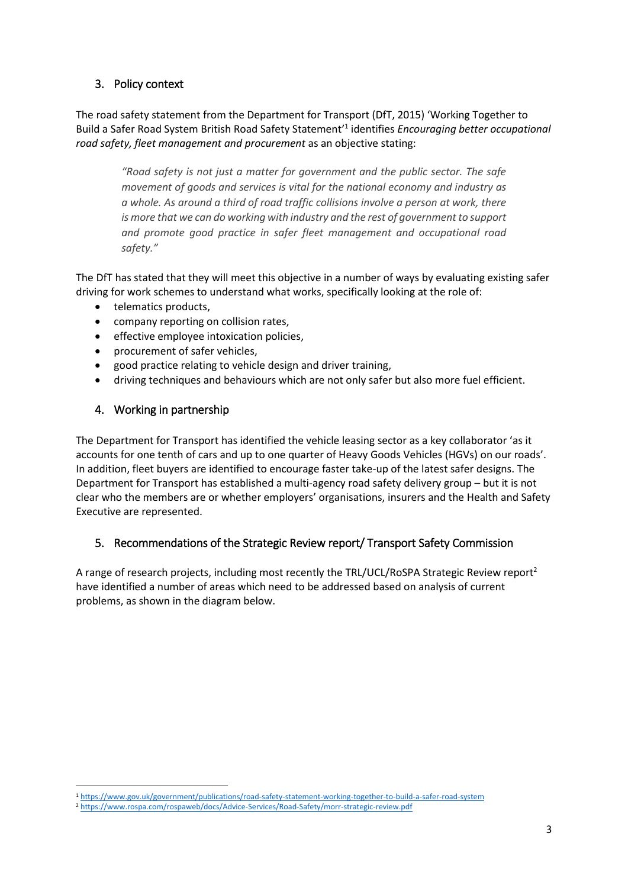## 3. Policy context

The road safety statement from the Department for Transport (DfT, 2015) 'Working Together to Build a Safer Road System British Road Safety Statement'[1] identifies *Encouraging better occupational road safety, fleet management and procurement* as an objective stating:

> *"Road safety is not just a matter for government and the public sector. The safe movement of goods and services is vital for the national economy and industry as a whole. As around a third of road traffic collisions involve a person at work, there is more that we can do working with industry and the rest of government to support and promote good practice in safer fleet management and occupational road safety."*

The DfT has stated that they will meet this objective in a number of ways by evaluating existing safer driving for work schemes to understand what works, specifically looking at the role of:

- telematics products,
- company reporting on collision rates,
- effective employee intoxication policies,
- procurement of safer vehicles,
- good practice relating to vehicle design and driver training,
- driving techniques and behaviours which are not only safer but also more fuel efficient.

## 4. Working in partnership

The Department for Transport has identified the vehicle leasing sector as a key collaborator 'as it accounts for one tenth of cars and up to one quarter of Heavy Goods Vehicles (HGVs) on our roads'. In addition, fleet buyers are identified to encourage faster take-up of the latest safer designs. The Department for Transport has established a multi-agency road safety delivery group – but it is not clear who the members are or whether employers' organisations, insurers and the Health and Safety Executive are represented.

## 5. Recommendations of the Strategic Review report/ Transport Safety Commission

A range of research projects, including most recently the TRL/UCL/RoSPA Strategic Review report[2] have identified a number of areas which need to be addressed based on analysis of current problems, as shown in the diagram below.

[1] https://www.gov.uk/government/publications/road-safety-statement-working-together-to-build-a-safer-road-system

[2] https://www.rospa.com/rospaweb/docs/Advice-Services/Road-Safety/morr-strategic-review.pdf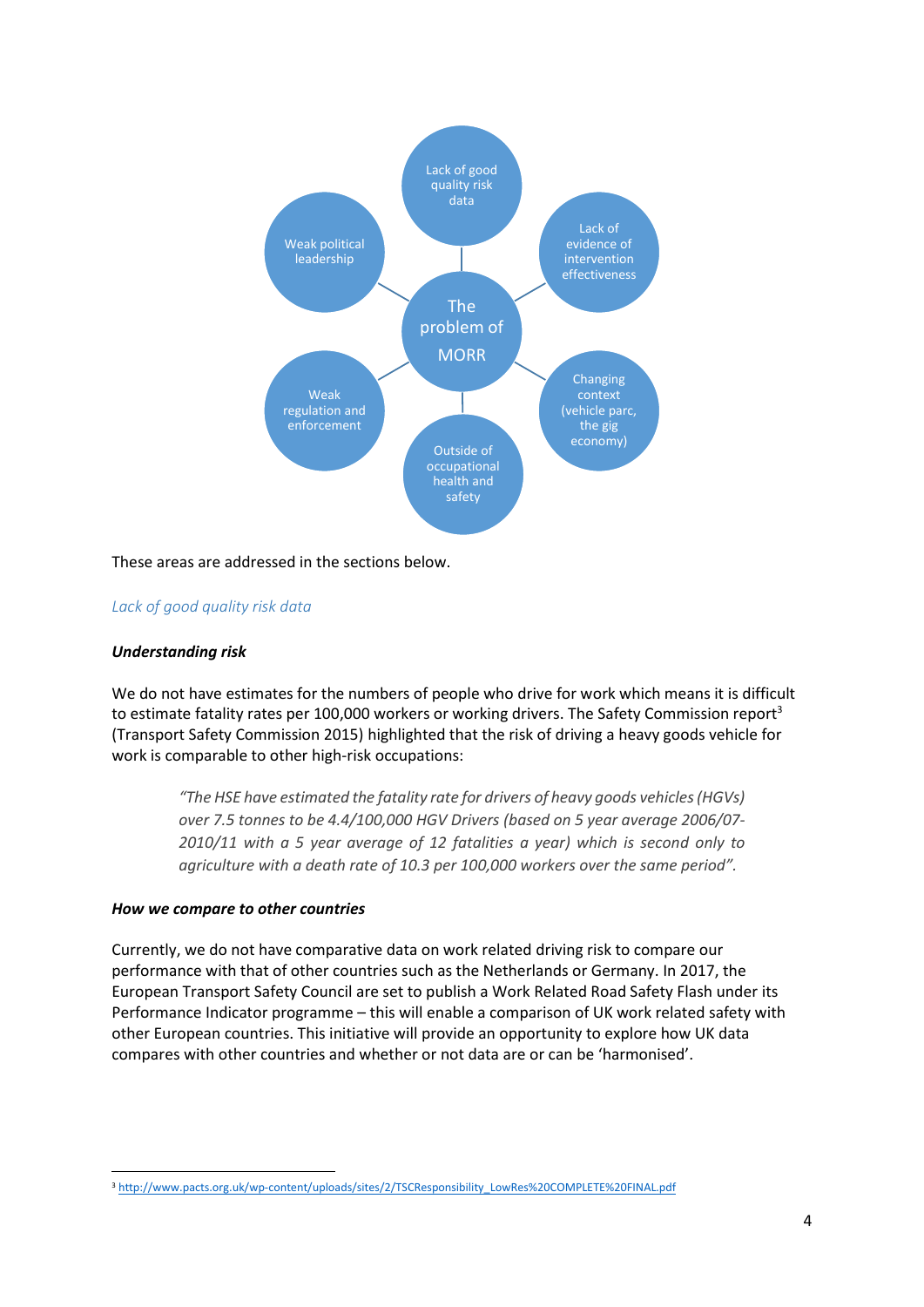The problem of MORR

- Lack of good quality risk data
- Lack of evidence of intervention effectiveness
- Changing context (vehicle parc, the gig economy)
- Outside of occupational health and safety
- Weak regulation and enforcement
- Weak political leadership

These areas are addressed in the sections below.

*Lack of good quality risk data*

***Understanding risk***

We do not have estimates for the numbers of people who drive for work which means it is difficult to estimate fatality rates per 100,000 workers or working drivers. The Safety Commission report[3] (Transport Safety Commission 2015) highlighted that the risk of driving a heavy goods vehicle for work is comparable to other high-risk occupations:

> *"The HSE have estimated the fatality rate for drivers of heavy goods vehicles (HGVs) over 7.5 tonnes to be 4.4/100,000 HGV Drivers (based on 5 year average 2006/07-2010/11 with a 5 year average of 12 fatalities a year) which is second only to agriculture with a death rate of 10.3 per 100,000 workers over the same period".*

***How we compare to other countries***

Currently, we do not have comparative data on work related driving risk to compare our performance with that of other countries such as the Netherlands or Germany. In 2017, the European Transport Safety Council are set to publish a Work Related Road Safety Flash under its Performance Indicator programme – this will enable a comparison of UK work related safety with other European countries. This initiative will provide an opportunity to explore how UK data compares with other countries and whether or not data are or can be 'harmonised'.

[3] http://www.pacts.org.uk/wp-content/uploads/sites/2/TSCResponsibility_LowRes%20COMPLETE%20FINAL.pdf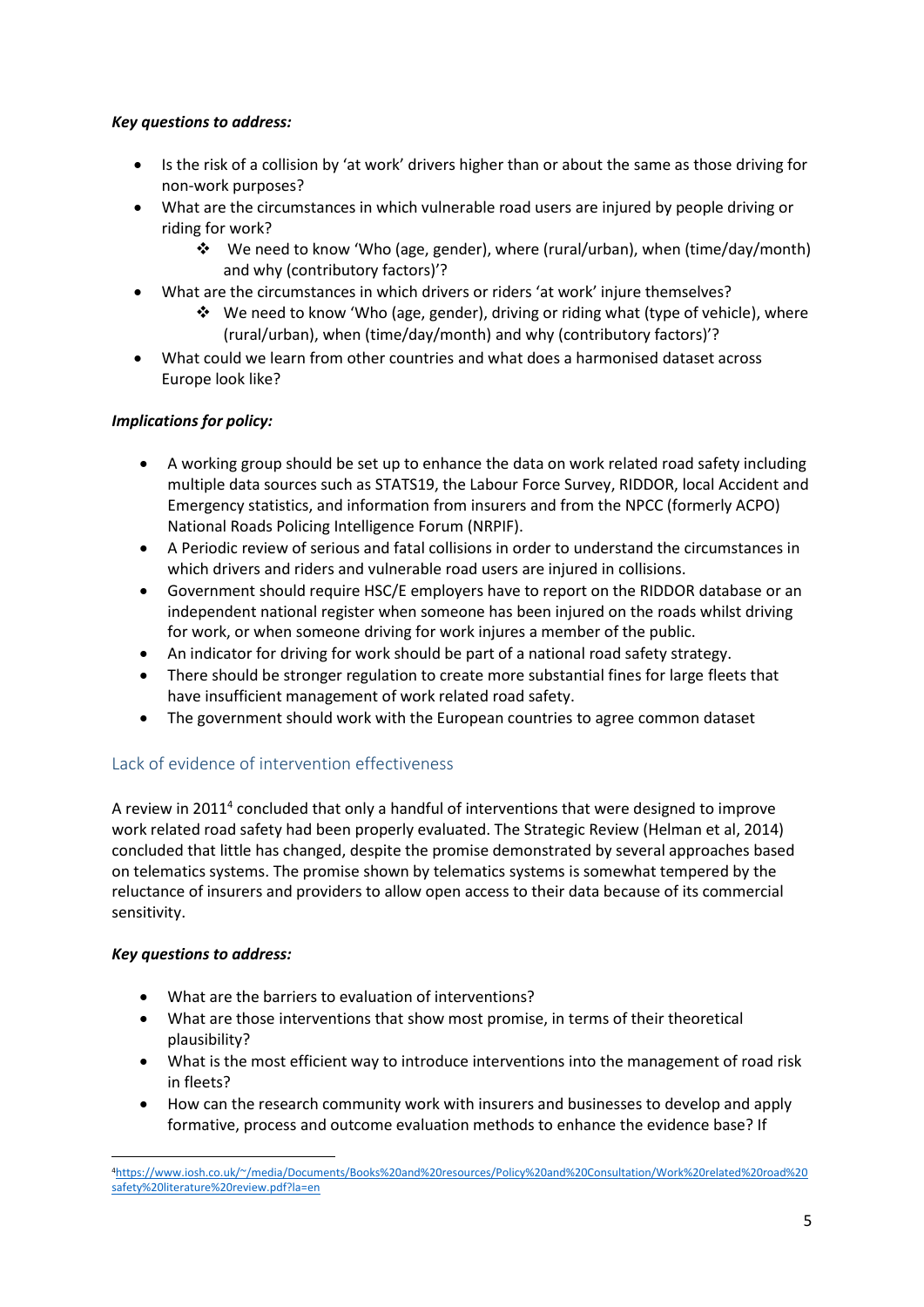***Key questions to address:***

- Is the risk of a collision by 'at work' drivers higher than or about the same as those driving for non-work purposes?
- What are the circumstances in which vulnerable road users are injured by people driving or riding for work?
  - We need to know 'Who (age, gender), where (rural/urban), when (time/day/month) and why (contributory factors)'?
- What are the circumstances in which drivers or riders 'at work' injure themselves?
  - We need to know 'Who (age, gender), driving or riding what (type of vehicle), where (rural/urban), when (time/day/month) and why (contributory factors)'?
- What could we learn from other countries and what does a harmonised dataset across Europe look like?

***Implications for policy:***

- A working group should be set up to enhance the data on work related road safety including multiple data sources such as STATS19, the Labour Force Survey, RIDDOR, local Accident and Emergency statistics, and information from insurers and from the NPCC (formerly ACPO) National Roads Policing Intelligence Forum (NRPIF).
- A Periodic review of serious and fatal collisions in order to understand the circumstances in which drivers and riders and vulnerable road users are injured in collisions.
- Government should require HSC/E employers have to report on the RIDDOR database or an independent national register when someone has been injured on the roads whilst driving for work, or when someone driving for work injures a member of the public.
- An indicator for driving for work should be part of a national road safety strategy.
- There should be stronger regulation to create more substantial fines for large fleets that have insufficient management of work related road safety.
- The government should work with the European countries to agree common dataset

## Lack of evidence of intervention effectiveness

A review in 2011[4] concluded that only a handful of interventions that were designed to improve work related road safety had been properly evaluated. The Strategic Review (Helman et al, 2014) concluded that little has changed, despite the promise demonstrated by several approaches based on telematics systems. The promise shown by telematics systems is somewhat tempered by the reluctance of insurers and providers to allow open access to their data because of its commercial sensitivity.

***Key questions to address:***

- What are the barriers to evaluation of interventions?
- What are those interventions that show most promise, in terms of their theoretical plausibility?
- What is the most efficient way to introduce interventions into the management of road risk in fleets?
- How can the research community work with insurers and businesses to develop and apply formative, process and outcome evaluation methods to enhance the evidence base? If

[4] https://www.iosh.co.uk/~/media/Documents/Books%20and%20resources/Policy%20and%20Consultation/Work%20related%20road%20safety%20literature%20review.pdf?la=en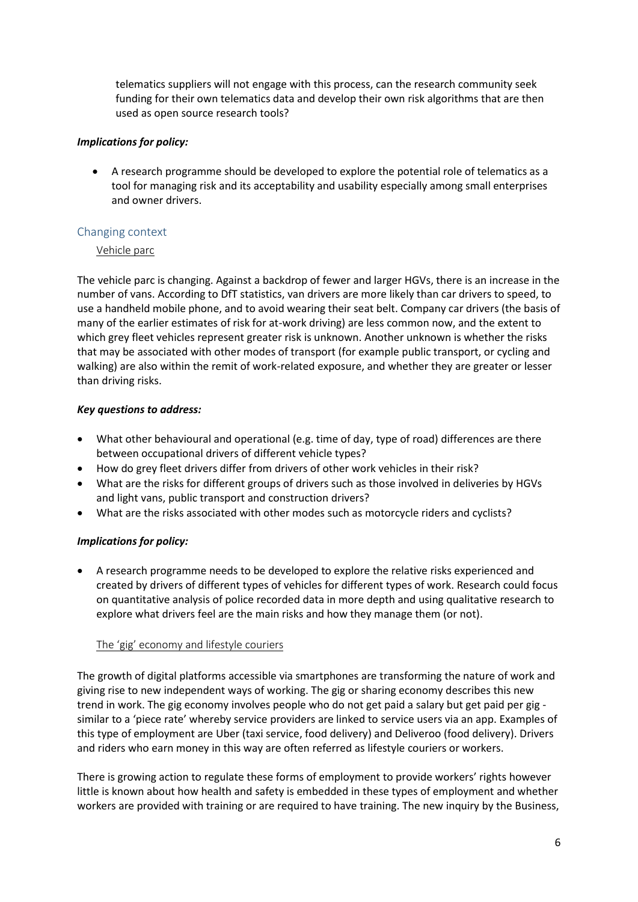telematics suppliers will not engage with this process, can the research community seek funding for their own telematics data and develop their own risk algorithms that are then used as open source research tools?

***Implications for policy:***

- A research programme should be developed to explore the potential role of telematics as a tool for managing risk and its acceptability and usability especially among small enterprises and owner drivers.

## Changing context

### Vehicle parc

The vehicle parc is changing. Against a backdrop of fewer and larger HGVs, there is an increase in the number of vans. According to DfT statistics, van drivers are more likely than car drivers to speed, to use a handheld mobile phone, and to avoid wearing their seat belt. Company car drivers (the basis of many of the earlier estimates of risk for at-work driving) are less common now, and the extent to which grey fleet vehicles represent greater risk is unknown. Another unknown is whether the risks that may be associated with other modes of transport (for example public transport, or cycling and walking) are also within the remit of work-related exposure, and whether they are greater or lesser than driving risks.

***Key questions to address:***

- What other behavioural and operational (e.g. time of day, type of road) differences are there between occupational drivers of different vehicle types?
- How do grey fleet drivers differ from drivers of other work vehicles in their risk?
- What are the risks for different groups of drivers such as those involved in deliveries by HGVs and light vans, public transport and construction drivers?
- What are the risks associated with other modes such as motorcycle riders and cyclists?

***Implications for policy:***

- A research programme needs to be developed to explore the relative risks experienced and created by drivers of different types of vehicles for different types of work. Research could focus on quantitative analysis of police recorded data in more depth and using qualitative research to explore what drivers feel are the main risks and how they manage them (or not).

### The 'gig' economy and lifestyle couriers

The growth of digital platforms accessible via smartphones are transforming the nature of work and giving rise to new independent ways of working. The gig or sharing economy describes this new trend in work. The gig economy involves people who do not get paid a salary but get paid per gig - similar to a 'piece rate' whereby service providers are linked to service users via an app. Examples of this type of employment are Uber (taxi service, food delivery) and Deliveroo (food delivery). Drivers and riders who earn money in this way are often referred as lifestyle couriers or workers.

There is growing action to regulate these forms of employment to provide workers' rights however little is known about how health and safety is embedded in these types of employment and whether workers are provided with training or are required to have training. The new inquiry by the Business,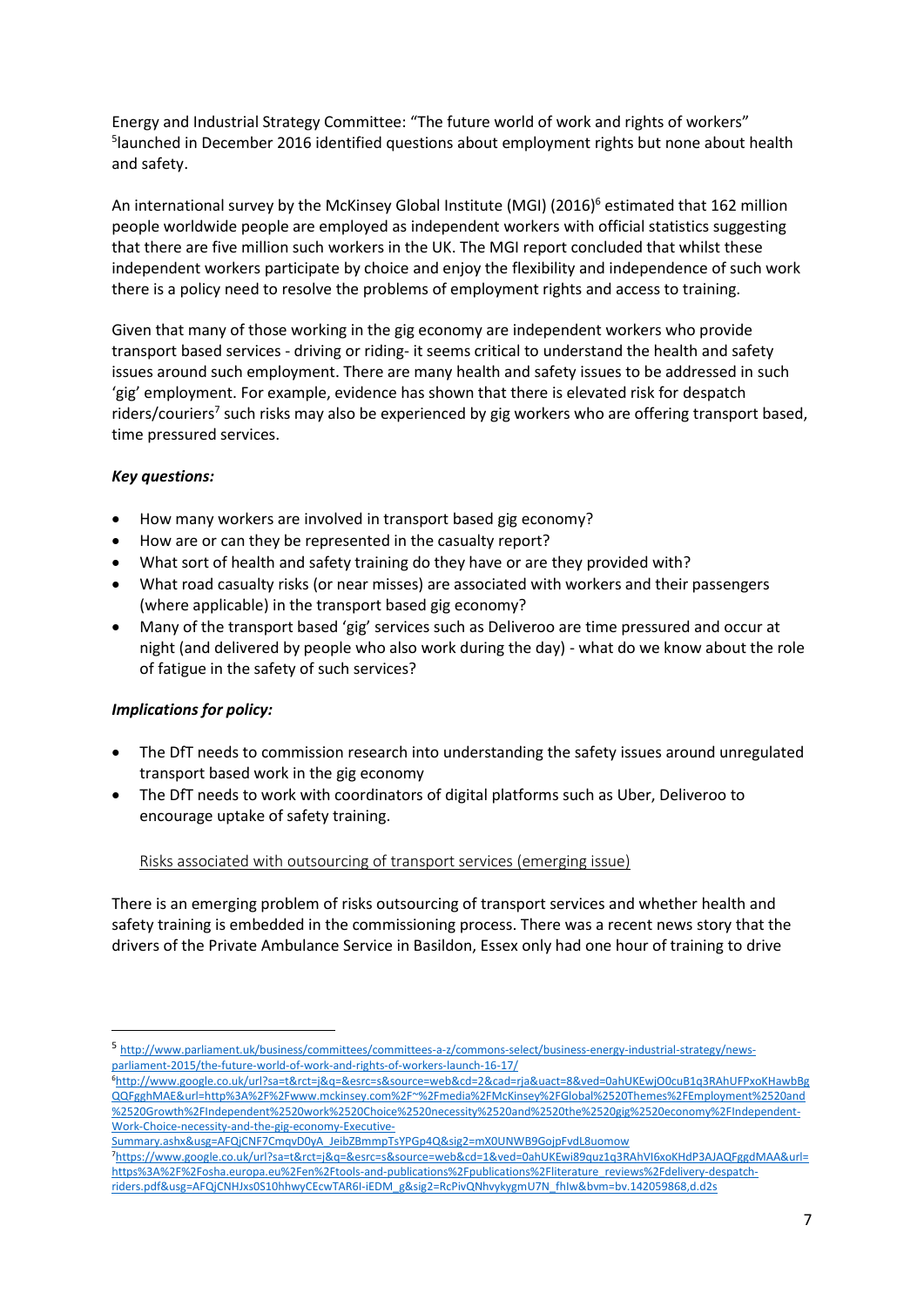Energy and Industrial Strategy Committee: "The future world of work and rights of workers" [5]launched in December 2016 identified questions about employment rights but none about health and safety.

An international survey by the McKinsey Global Institute (MGI) (2016)[6] estimated that 162 million people worldwide people are employed as independent workers with official statistics suggesting that there are five million such workers in the UK. The MGI report concluded that whilst these independent workers participate by choice and enjoy the flexibility and independence of such work there is a policy need to resolve the problems of employment rights and access to training.

Given that many of those working in the gig economy are independent workers who provide transport based services - driving or riding- it seems critical to understand the health and safety issues around such employment. There are many health and safety issues to be addressed in such 'gig' employment. For example, evidence has shown that there is elevated risk for despatch riders/couriers[7] such risks may also be experienced by gig workers who are offering transport based, time pressured services.

***Key questions:***

- How many workers are involved in transport based gig economy?
- How are or can they be represented in the casualty report?
- What sort of health and safety training do they have or are they provided with?
- What road casualty risks (or near misses) are associated with workers and their passengers (where applicable) in the transport based gig economy?
- Many of the transport based 'gig' services such as Deliveroo are time pressured and occur at night (and delivered by people who also work during the day) - what do we know about the role of fatigue in the safety of such services?

***Implications for policy:***

- The DfT needs to commission research into understanding the safety issues around unregulated transport based work in the gig economy
- The DfT needs to work with coordinators of digital platforms such as Uber, Deliveroo to encourage uptake of safety training.

Risks associated with outsourcing of transport services (emerging issue)

There is an emerging problem of risks outsourcing of transport services and whether health and safety training is embedded in the commissioning process. There was a recent news story that the drivers of the Private Ambulance Service in Basildon, Essex only had one hour of training to drive

---

[5] http://www.parliament.uk/business/committees/committees-a-z/commons-select/business-energy-industrial-strategy/news-parliament-2015/the-future-world-of-work-and-rights-of-workers-launch-16-17/

[6] http://www.google.co.uk/url?sa=t&rct=j&q=&esrc=s&source=web&cd=2&cad=rja&uact=8&ved=0ahUKEwjO0cuB1q3RAhUFPxoKHawbBgQQFgghMAE&url=http%3A%2F%2Fwww.mckinsey.com%2F~%2Fmedia%2FMcKinsey%2FGlobal%2520Themes%2FEmployment%2520and%2520Growth%2FIndependent%2520work%2520Choice%2520necessity%2520and%2520the%2520gig%2520economy%2FIndependent-Work-Choice-necessity-and-the-gig-economy-Executive-Summary.ashx&usg=AFQjCNF7CmqvD0yA_JeibZBmmpTsYPGp4Q&sig2=mX0UNWB9GojpFvdL8uomow

[7] https://www.google.co.uk/url?sa=t&rct=j&q=&esrc=s&source=web&cd=1&ved=0ahUKEwi89quz1q3RAhVI6xoKHdP3AJAQFggdMAA&url=https%3A%2F%2Fosha.europa.eu%2Fen%2Ftools-and-publications%2Fpublications%2Fliterature_reviews%2Fdelivery-despatch-riders.pdf&usg=AFQjCNHJxs0S10hhwyCEcwTAR6I-iEDM_g&sig2=RcPivQNhvykygmU7N_fhlw&bvm=bv.142059868,d.d2s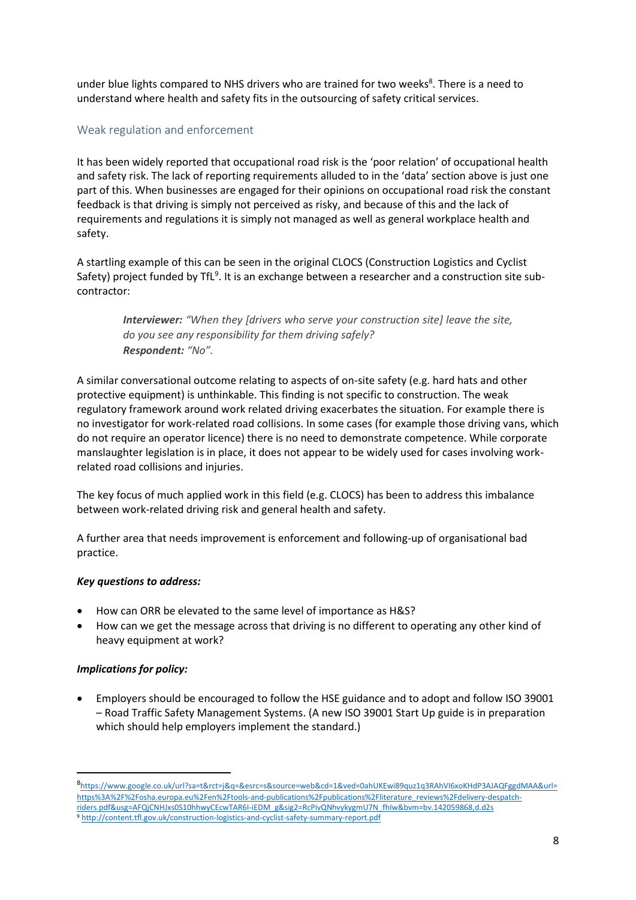under blue lights compared to NHS drivers who are trained for two weeks[8]. There is a need to understand where health and safety fits in the outsourcing of safety critical services.

## Weak regulation and enforcement

It has been widely reported that occupational road risk is the 'poor relation' of occupational health and safety risk. The lack of reporting requirements alluded to in the 'data' section above is just one part of this. When businesses are engaged for their opinions on occupational road risk the constant feedback is that driving is simply not perceived as risky, and because of this and the lack of requirements and regulations it is simply not managed as well as general workplace health and safety.

A startling example of this can be seen in the original CLOCS (Construction Logistics and Cyclist Safety) project funded by TfL[9]. It is an exchange between a researcher and a construction site sub-contractor:

> ***Interviewer:*** *"When they [drivers who serve your construction site] leave the site, do you see any responsibility for them driving safely?*
> ***Respondent:*** *"No".*

A similar conversational outcome relating to aspects of on-site safety (e.g. hard hats and other protective equipment) is unthinkable. This finding is not specific to construction. The weak regulatory framework around work related driving exacerbates the situation. For example there is no investigator for work-related road collisions. In some cases (for example those driving vans, which do not require an operator licence) there is no need to demonstrate competence. While corporate manslaughter legislation is in place, it does not appear to be widely used for cases involving work-related road collisions and injuries.

The key focus of much applied work in this field (e.g. CLOCS) has been to address this imbalance between work-related driving risk and general health and safety.

A further area that needs improvement is enforcement and following-up of organisational bad practice.

***Key questions to address:***

- How can ORR be elevated to the same level of importance as H&S?
- How can we get the message across that driving is no different to operating any other kind of heavy equipment at work?

***Implications for policy:***

- Employers should be encouraged to follow the HSE guidance and to adopt and follow ISO 39001 – Road Traffic Safety Management Systems. (A new ISO 39001 Start Up guide is in preparation which should help employers implement the standard.)

---

[8] https://www.google.co.uk/url?sa=t&rct=j&q=&esrc=s&source=web&cd=1&ved=0ahUKEwi89quz1q3RAhVI6xoKHdP3AJAQFggdMAA&url=https%3A%2F%2Fosha.europa.eu%2Fen%2Ftools-and-publications%2Fpublications%2Fliterature_reviews%2Fdelivery-despatch-riders.pdf&usg=AFQjCNHJxs0S10hhwyCEcwTAR6I-iEDM_g&sig2=RcPivQNhvykygmU7N_fhlw&bvm=bv.142059868,d.d2s

[9] http://content.tfl.gov.uk/construction-logistics-and-cyclist-safety-summary-report.pdf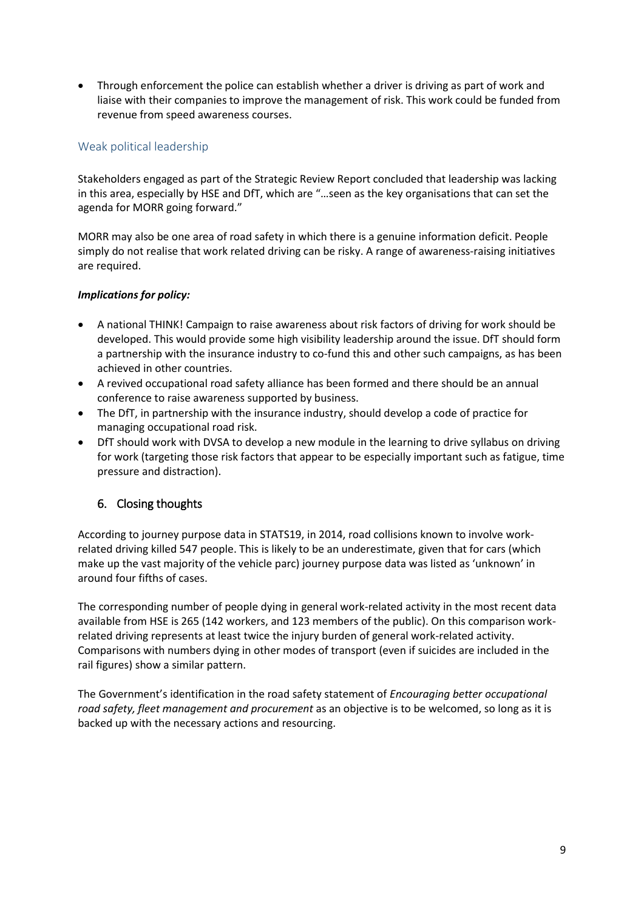- Through enforcement the police can establish whether a driver is driving as part of work and liaise with their companies to improve the management of risk. This work could be funded from revenue from speed awareness courses.

### Weak political leadership

Stakeholders engaged as part of the Strategic Review Report concluded that leadership was lacking in this area, especially by HSE and DfT, which are "…seen as the key organisations that can set the agenda for MORR going forward."

MORR may also be one area of road safety in which there is a genuine information deficit. People simply do not realise that work related driving can be risky. A range of awareness-raising initiatives are required.

***Implications for policy:***

- A national THINK! Campaign to raise awareness about risk factors of driving for work should be developed. This would provide some high visibility leadership around the issue. DfT should form a partnership with the insurance industry to co-fund this and other such campaigns, as has been achieved in other countries.
- A revived occupational road safety alliance has been formed and there should be an annual conference to raise awareness supported by business.
- The DfT, in partnership with the insurance industry, should develop a code of practice for managing occupational road risk.
- DfT should work with DVSA to develop a new module in the learning to drive syllabus on driving for work (targeting those risk factors that appear to be especially important such as fatigue, time pressure and distraction).

## 6. Closing thoughts

According to journey purpose data in STATS19, in 2014, road collisions known to involve work-related driving killed 547 people. This is likely to be an underestimate, given that for cars (which make up the vast majority of the vehicle parc) journey purpose data was listed as 'unknown' in around four fifths of cases.

The corresponding number of people dying in general work-related activity in the most recent data available from HSE is 265 (142 workers, and 123 members of the public). On this comparison work-related driving represents at least twice the injury burden of general work-related activity. Comparisons with numbers dying in other modes of transport (even if suicides are included in the rail figures) show a similar pattern.

The Government's identification in the road safety statement of *Encouraging better occupational road safety, fleet management and procurement* as an objective is to be welcomed, so long as it is backed up with the necessary actions and resourcing.